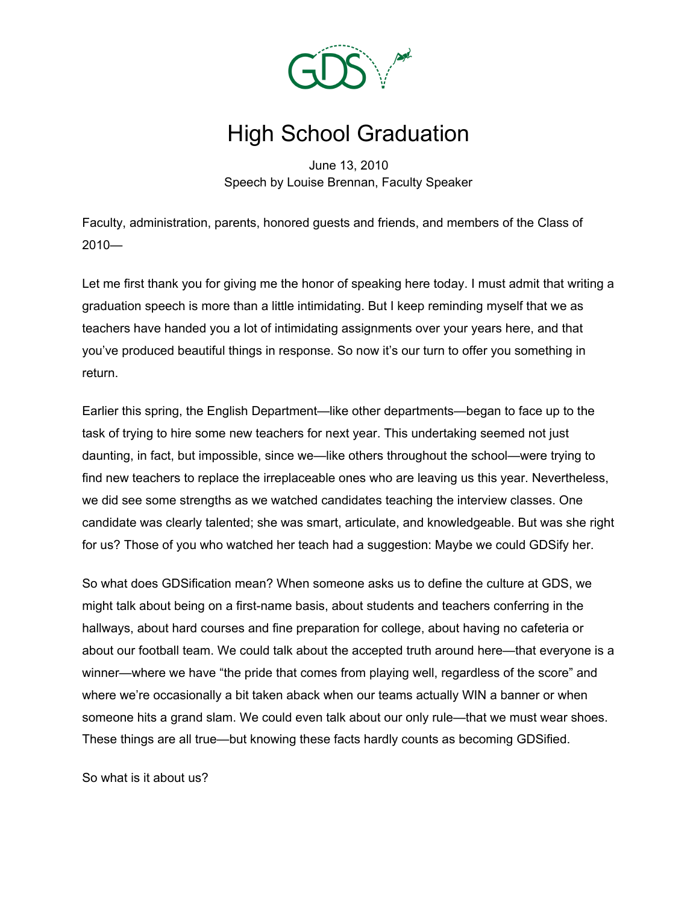# High School Graduation

June 13, 2010
Speech by Louise Brennan, Faculty Speaker

Faculty, administration, parents, honored guests and friends, and members of the Class of 2010—

Let me first thank you for giving me the honor of speaking here today. I must admit that writing a graduation speech is more than a little intimidating. But I keep reminding myself that we as teachers have handed you a lot of intimidating assignments over your years here, and that you've produced beautiful things in response. So now it's our turn to offer you something in return.

Earlier this spring, the English Department—like other departments—began to face up to the task of trying to hire some new teachers for next year. This undertaking seemed not just daunting, in fact, but impossible, since we—like others throughout the school—were trying to find new teachers to replace the irreplaceable ones who are leaving us this year. Nevertheless, we did see some strengths as we watched candidates teaching the interview classes. One candidate was clearly talented; she was smart, articulate, and knowledgeable. But was she right for us? Those of you who watched her teach had a suggestion: Maybe we could GDSify her.

So what does GDSification mean? When someone asks us to define the culture at GDS, we might talk about being on a first-name basis, about students and teachers conferring in the hallways, about hard courses and fine preparation for college, about having no cafeteria or about our football team. We could talk about the accepted truth around here—that everyone is a winner—where we have "the pride that comes from playing well, regardless of the score" and where we're occasionally a bit taken aback when our teams actually WIN a banner or when someone hits a grand slam. We could even talk about our only rule—that we must wear shoes. These things are all true—but knowing these facts hardly counts as becoming GDSified.

So what is it about us?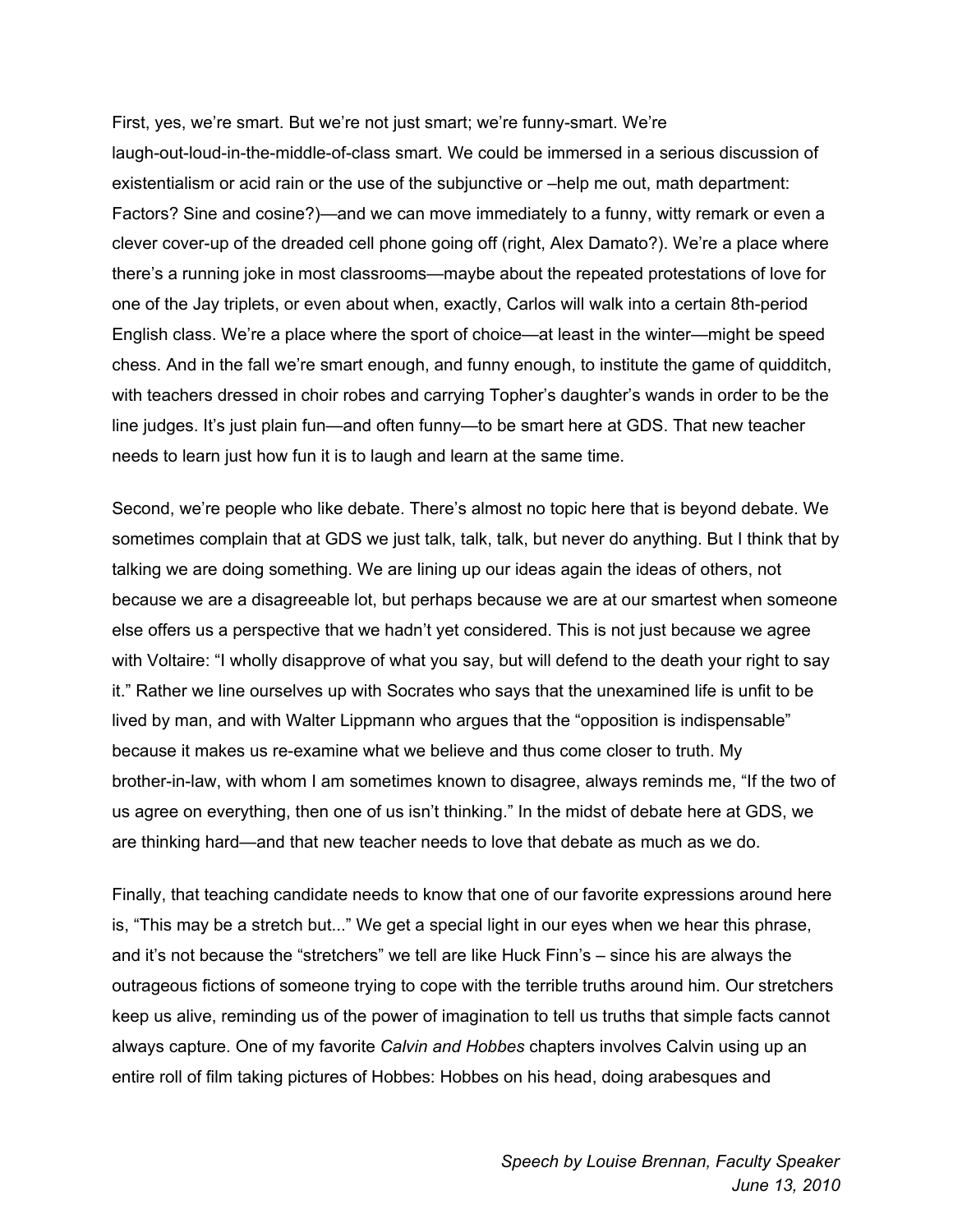First, yes, we're smart. But we're not just smart; we're funny-smart. We're laugh-out-loud-in-the-middle-of-class smart. We could be immersed in a serious discussion of existentialism or acid rain or the use of the subjunctive or –help me out, math department: Factors? Sine and cosine?)—and we can move immediately to a funny, witty remark or even a clever cover-up of the dreaded cell phone going off (right, Alex Damato?). We're a place where there's a running joke in most classrooms—maybe about the repeated protestations of love for one of the Jay triplets, or even about when, exactly, Carlos will walk into a certain 8th-period English class. We're a place where the sport of choice—at least in the winter—might be speed chess. And in the fall we're smart enough, and funny enough, to institute the game of quidditch, with teachers dressed in choir robes and carrying Topher's daughter's wands in order to be the line judges. It's just plain fun—and often funny—to be smart here at GDS. That new teacher needs to learn just how fun it is to laugh and learn at the same time.

Second, we're people who like debate. There's almost no topic here that is beyond debate. We sometimes complain that at GDS we just talk, talk, talk, but never do anything. But I think that by talking we are doing something. We are lining up our ideas again the ideas of others, not because we are a disagreeable lot, but perhaps because we are at our smartest when someone else offers us a perspective that we hadn't yet considered. This is not just because we agree with Voltaire: "I wholly disapprove of what you say, but will defend to the death your right to say it." Rather we line ourselves up with Socrates who says that the unexamined life is unfit to be lived by man, and with Walter Lippmann who argues that the "opposition is indispensable" because it makes us re-examine what we believe and thus come closer to truth. My brother-in-law, with whom I am sometimes known to disagree, always reminds me, "If the two of us agree on everything, then one of us isn't thinking." In the midst of debate here at GDS, we are thinking hard—and that new teacher needs to love that debate as much as we do.

Finally, that teaching candidate needs to know that one of our favorite expressions around here is, "This may be a stretch but..." We get a special light in our eyes when we hear this phrase, and it's not because the "stretchers" we tell are like Huck Finn's – since his are always the outrageous fictions of someone trying to cope with the terrible truths around him. Our stretchers keep us alive, reminding us of the power of imagination to tell us truths that simple facts cannot always capture. One of my favorite *Calvin and Hobbes* chapters involves Calvin using up an entire roll of film taking pictures of Hobbes: Hobbes on his head, doing arabesques and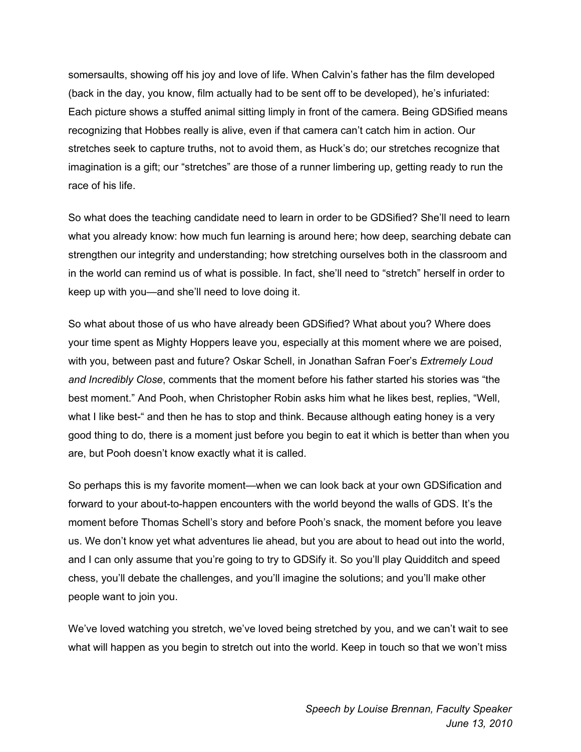somersaults, showing off his joy and love of life. When Calvin's father has the film developed (back in the day, you know, film actually had to be sent off to be developed), he's infuriated: Each picture shows a stuffed animal sitting limply in front of the camera. Being GDSified means recognizing that Hobbes really is alive, even if that camera can't catch him in action. Our stretches seek to capture truths, not to avoid them, as Huck's do; our stretches recognize that imagination is a gift; our "stretches" are those of a runner limbering up, getting ready to run the race of his life.

So what does the teaching candidate need to learn in order to be GDSified? She'll need to learn what you already know: how much fun learning is around here; how deep, searching debate can strengthen our integrity and understanding; how stretching ourselves both in the classroom and in the world can remind us of what is possible. In fact, she'll need to "stretch" herself in order to keep up with you—and she'll need to love doing it.

So what about those of us who have already been GDSified? What about you? Where does your time spent as Mighty Hoppers leave you, especially at this moment where we are poised, with you, between past and future? Oskar Schell, in Jonathan Safran Foer's *Extremely Loud and Incredibly Close*, comments that the moment before his father started his stories was "the best moment." And Pooh, when Christopher Robin asks him what he likes best, replies, "Well, what I like best-" and then he has to stop and think. Because although eating honey is a very good thing to do, there is a moment just before you begin to eat it which is better than when you are, but Pooh doesn't know exactly what it is called.

So perhaps this is my favorite moment—when we can look back at your own GDSification and forward to your about-to-happen encounters with the world beyond the walls of GDS. It's the moment before Thomas Schell's story and before Pooh's snack, the moment before you leave us. We don't know yet what adventures lie ahead, but you are about to head out into the world, and I can only assume that you're going to try to GDSify it. So you'll play Quidditch and speed chess, you'll debate the challenges, and you'll imagine the solutions; and you'll make other people want to join you.

We've loved watching you stretch, we've loved being stretched by you, and we can't wait to see what will happen as you begin to stretch out into the world. Keep in touch so that we won't miss

*Speech by Louise Brennan, Faculty Speaker*
*June 13, 2010*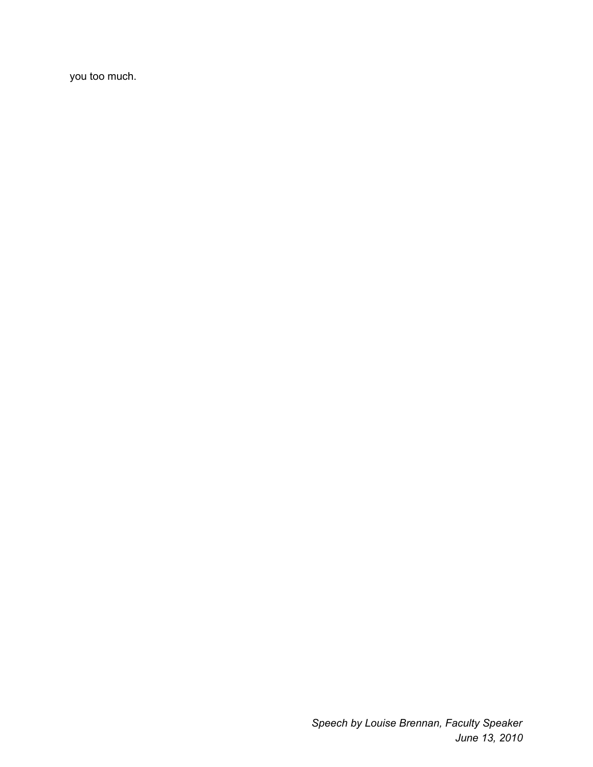you too much.

*Speech by Louise Brennan, Faculty Speaker*
*June 13, 2010*